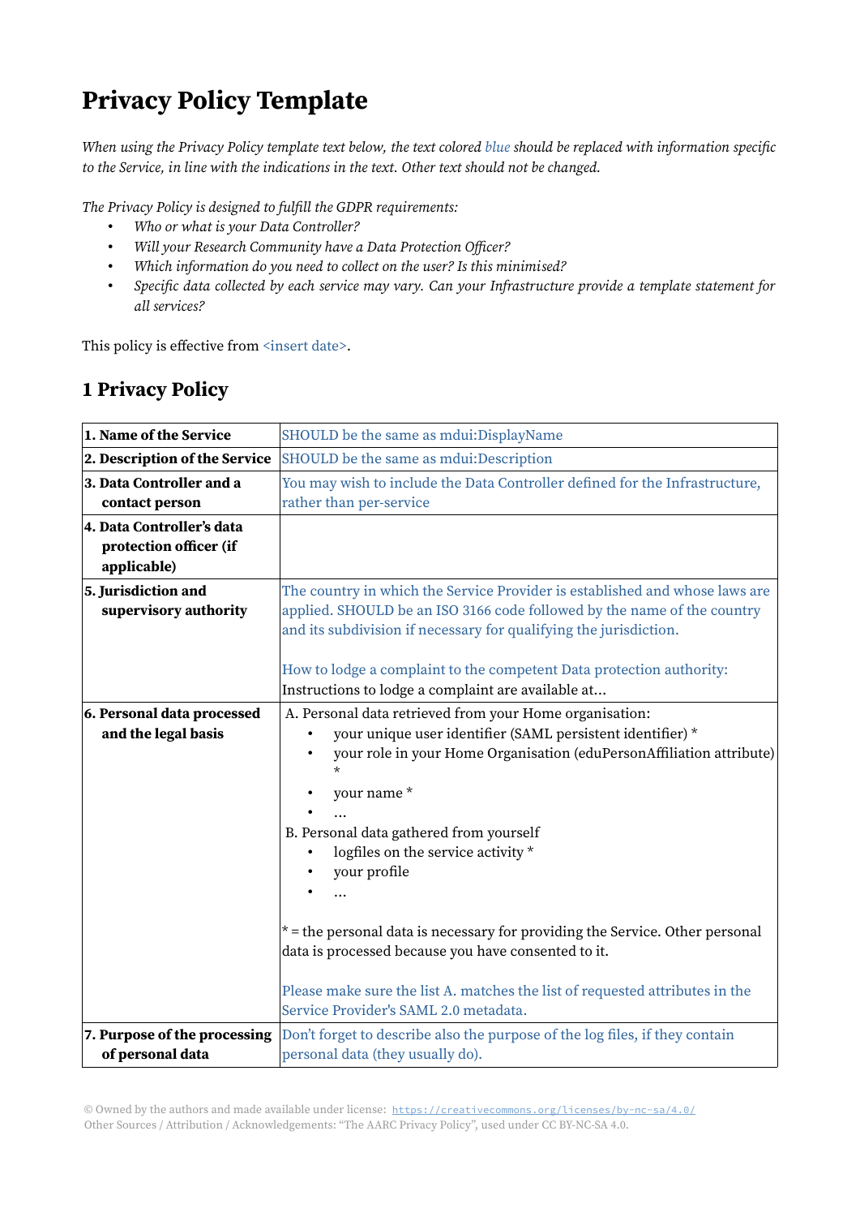# Privacy Policy Template

*When using the Privacy Policy template text below, the text colored blue should be replaced with information specific to the Service, in line with the indications in the text. Other text should not be changed.*

*The Privacy Policy is designed to fulfill the GDPR requirements:*

- *Who or what is your Data Controller?*
- *Will your Research Community have a Data Protection Officer?*
- *Which information do you need to collect on the user? Is this minimised?*
- *Specific data collected by each service may vary. Can your Infrastructure provide a template statement for all services?*

This policy is effective from <insert date>.

## 1 Privacy Policy

| | |
|---|---|
| **1. Name of the Service** | SHOULD be the same as mdui:DisplayName |
| **2. Description of the Service** | SHOULD be the same as mdui:Description |
| **3. Data Controller and a contact person** | You may wish to include the Data Controller defined for the Infrastructure, rather than per-service |
| **4. Data Controller's data protection officer (if applicable)** | |
| **5. Jurisdiction and supervisory authority** | The country in which the Service Provider is established and whose laws are applied. SHOULD be an ISO 3166 code followed by the name of the country and its subdivision if necessary for qualifying the jurisdiction.<br><br>How to lodge a complaint to the competent Data protection authority: Instructions to lodge a complaint are available at... |
| **6. Personal data processed and the legal basis** | A. Personal data retrieved from your Home organisation:<br>• your unique user identifier (SAML persistent identifier) *<br>• your role in your Home Organisation (eduPersonAffiliation attribute) *<br>• your name *<br>• ...<br>B. Personal data gathered from yourself<br>• logfiles on the service activity *<br>• your profile<br>• ...<br><br>* = the personal data is necessary for providing the Service. Other personal data is processed because you have consented to it.<br><br>Please make sure the list A. matches the list of requested attributes in the Service Provider's SAML 2.0 metadata. |
| **7. Purpose of the processing of personal data** | Don't forget to describe also the purpose of the log files, if they contain personal data (they usually do). |

© Owned by the authors and made available under license: https://creativecommons.org/licenses/by-nc-sa/4.0/
Other Sources / Attribution / Acknowledgements: "The AARC Privacy Policy", used under CC BY-NC-SA 4.0.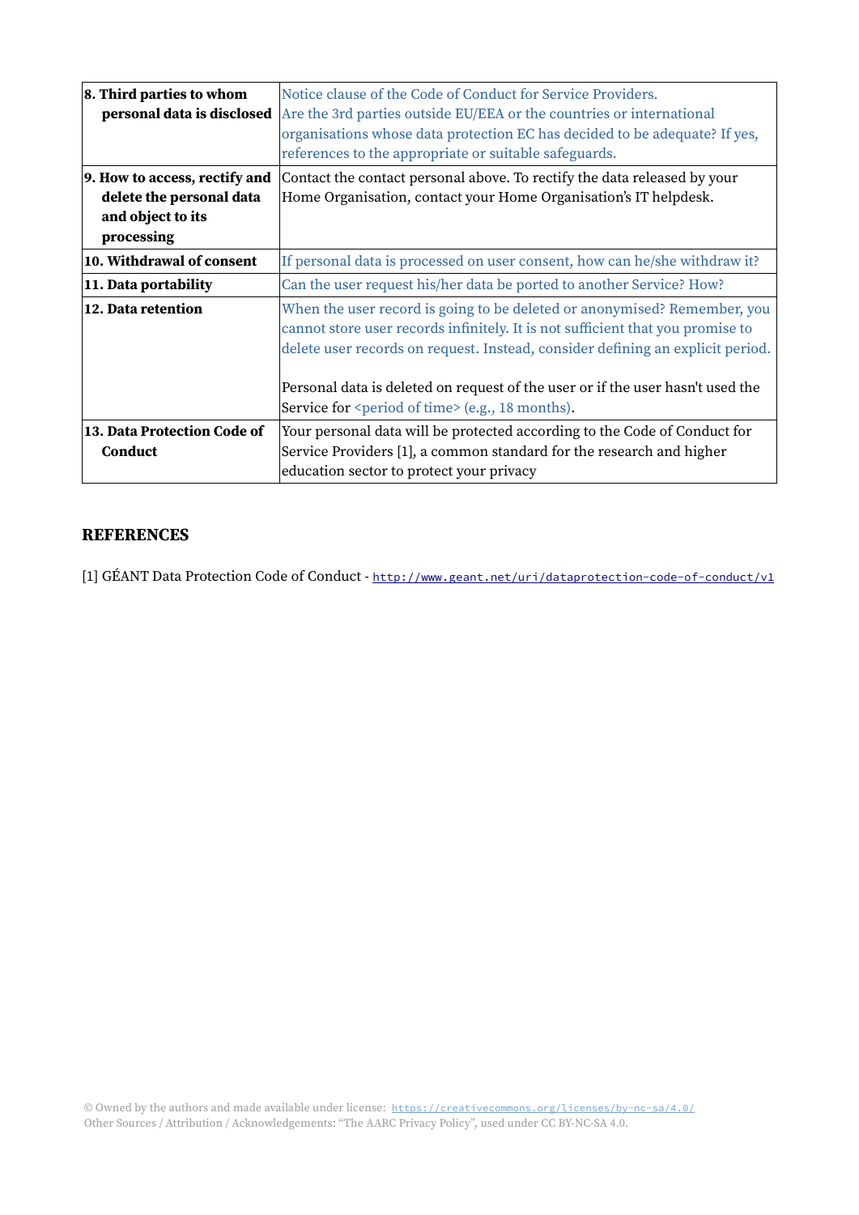| | |
|---|---|
| **8. Third parties to whom personal data is disclosed** | Notice clause of the Code of Conduct for Service Providers.<br>Are the 3rd parties outside EU/EEA or the countries or international organisations whose data protection EC has decided to be adequate? If yes, references to the appropriate or suitable safeguards. |
| **9. How to access, rectify and delete the personal data and object to its processing** | Contact the contact personal above. To rectify the data released by your Home Organisation, contact your Home Organisation's IT helpdesk. |
| **10. Withdrawal of consent** | If personal data is processed on user consent, how can he/she withdraw it? |
| **11. Data portability** | Can the user request his/her data be ported to another Service? How? |
| **12. Data retention** | When the user record is going to be deleted or anonymised? Remember, you cannot store user records infinitely. It is not sufficient that you promise to delete user records on request. Instead, consider defining an explicit period.<br><br>Personal data is deleted on request of the user or if the user hasn't used the Service for <period of time> (e.g., 18 months). |
| **13. Data Protection Code of Conduct** | Your personal data will be protected according to the Code of Conduct for Service Providers [1], a common standard for the research and higher education sector to protect your privacy |

## REFERENCES

[1] GÉANT Data Protection Code of Conduct - http://www.geant.net/uri/dataprotection-code-of-conduct/v1

© Owned by the authors and made available under license: https://creativecommons.org/licenses/by-nc-sa/4.0/
Other Sources / Attribution / Acknowledgements: "The AARC Privacy Policy", used under CC BY-NC-SA 4.0.